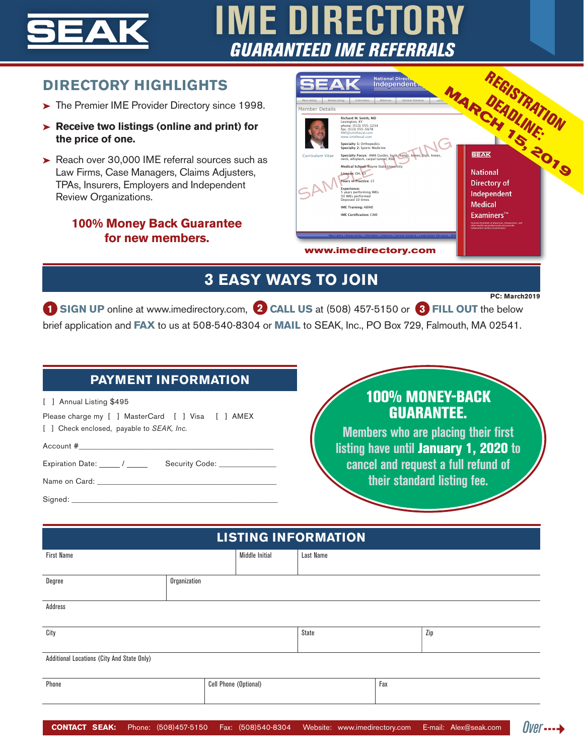# SEAK IME DIRECTORY

## GUARANTEED IME REFERRALS

## DIRECTORY HIGHLIGHTS

- The Premier IME Provider Directory since 1998.
- **Receive two listings (online and print) for the price of one.**
- Reach over 30,000 IME referral sources such as Law Firms, Case Managers, Claims Adjusters, TPAs, Insurers, Employers and Independent Review Organizations.

**100% Money Back Guarantee for new members.**

**REGISTRATION DEADLINE: MARCH 15, 2019**

**www.imedirectory.com**

## 3 EASY WAYS TO JOIN

PC: March2019

**1 SIGN UP** online at www.imedirectory.com, **2 CALL US** at (508) 457-5150 or **3 FILL OUT** the below brief application and **FAX** to us at 508-540-8304 or **MAIL** to SEAK, Inc., PO Box 729, Falmouth, MA 02541.

## PAYMENT INFORMATION

[ ] Annual Listing $495

Please charge my [ ] MasterCard [ ] Visa [ ] AMEX

[ ] Check enclosed, payable to *SEAK, Inc.*

Account #\_\_\_\_\_\_\_\_\_\_\_\_\_\_\_\_\_\_\_\_\_\_\_\_\_\_\_\_\_\_\_\_\_\_

Expiration Date: \_\_\_\_\_ / \_\_\_\_\_ Security Code: \_\_\_\_\_\_\_\_\_\_

Name on Card: \_\_\_\_\_\_\_\_\_\_\_\_\_\_\_\_\_\_\_\_\_\_\_\_\_\_\_\_\_\_\_\_\_\_

Signed: \_\_\_\_\_\_\_\_\_\_\_\_\_\_\_\_\_\_\_\_\_\_\_\_\_\_\_\_\_\_\_\_\_\_

**100% MONEY-BACK GUARANTEE.**

Members who are placing their first listing have until **January 1, 2020** to cancel and request a full refund of their standard listing fee.

## LISTING INFORMATION

| First Name | | Middle Initial | Last Name |
|---|---|---|---|
| | | | |

| Degree | Organization |
|---|---|
| | |

Address

| City | State | Zip |
|---|---|---|
| | | |

Additional Locations (City And State Only)

| Phone | Cell Phone (Optional) | Fax |
|---|---|---|
| | | |

**CONTACT SEAK:** Phone: (508)457-5150 Fax: (508)540-8304 Website: www.imedirectory.com E-mail: Alex@seak.com

Over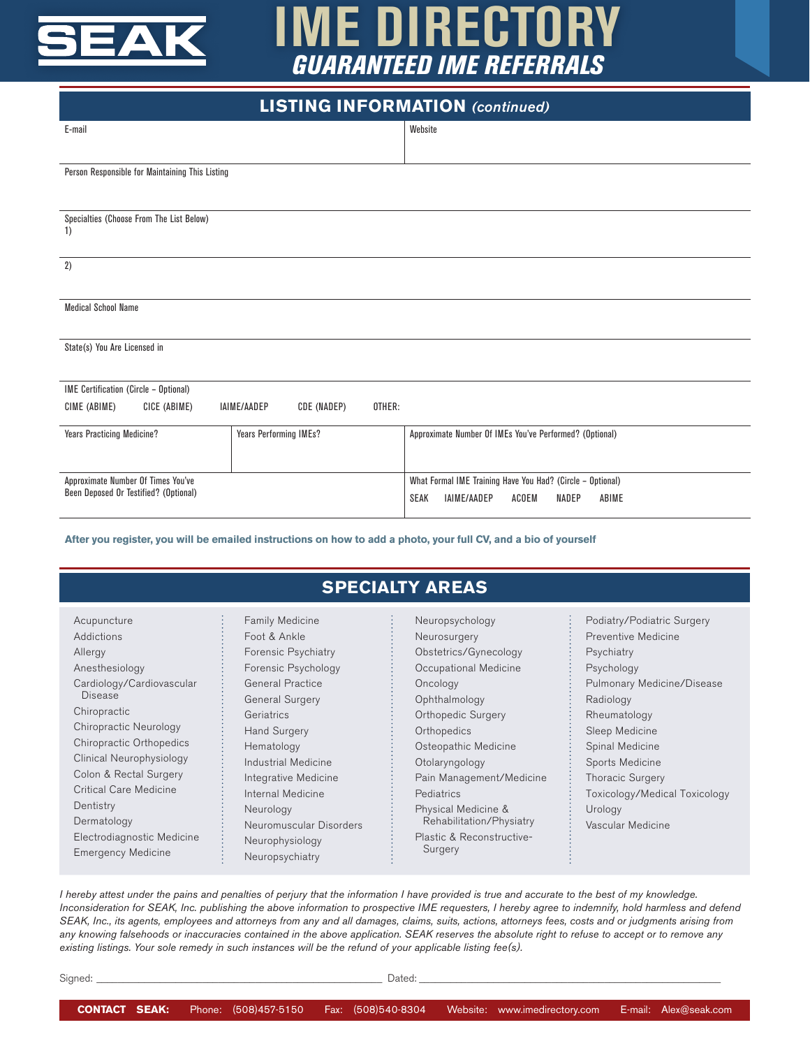# IME DIRECTORY

## GUARANTEED IME REFERRALS

## LISTING INFORMATION *(continued)*

E-mail

Website

Person Responsible for Maintaining This Listing

Specialties (Choose From The List Below)

1)

2)

Medical School Name

State(s) You Are Licensed in

IME Certification (Circle – Optional)

CIME (ABIME) CICE (ABIME) IAIME/AADEP CDE (NADEP) OTHER:

| | | |
|---|---|---|
| Years Practicing Medicine? | Years Performing IMEs? | Approximate Number Of IMEs You've Performed? (Optional) |
| Approximate Number Of Times You've Been Deposed Or Testified? (Optional) | | What Formal IME Training Have You Had? (Circle – Optional) SEAK IAIME/AADEP ACOEM NADEP ABIME |

**After you register, you will be emailed instructions on how to add a photo, your full CV, and a bio of yourself**

## SPECIALTY AREAS

- Acupuncture
- Addictions
- Allergy
- Anesthesiology
- Cardiology/Cardiovascular Disease
- Chiropractic
- Chiropractic Neurology
- Chiropractic Orthopedics
- Clinical Neurophysiology
- Colon & Rectal Surgery
- Critical Care Medicine
- Dentistry
- Dermatology
- Electrodiagnostic Medicine
- Emergency Medicine
- Family Medicine
- Foot & Ankle
- Forensic Psychiatry
- Forensic Psychology
- General Practice
- General Surgery
- Geriatrics
- Hand Surgery
- Hematology
- Industrial Medicine
- Integrative Medicine
- Internal Medicine
- Neurology
- Neuromuscular Disorders
- Neurophysiology
- Neuropsychiatry
- Neuropsychology
- Neurosurgery
- Obstetrics/Gynecology
- Occupational Medicine
- Oncology
- Ophthalmology
- Orthopedic Surgery
- Orthopedics
- Osteopathic Medicine
- Otolaryngology
- Pain Management/Medicine
- Pediatrics
- Physical Medicine & Rehabilitation/Physiatry
- Plastic & Reconstructive-Surgery
- Podiatry/Podiatric Surgery
- Preventive Medicine
- Psychiatry
- Psychology
- Pulmonary Medicine/Disease
- Radiology
- Rheumatology
- Sleep Medicine
- Spinal Medicine
- Sports Medicine
- Thoracic Surgery
- Toxicology/Medical Toxicology
- Urology
- Vascular Medicine

*I hereby attest under the pains and penalties of perjury that the information I have provided is true and accurate to the best of my knowledge. Inconsideration for SEAK, Inc. publishing the above information to prospective IME requesters, I hereby agree to indemnify, hold harmless and defend SEAK, Inc., its agents, employees and attorneys from any and all damages, claims, suits, actions, attorneys fees, costs and or judgments arising from any knowing falsehoods or inaccuracies contained in the above application. SEAK reserves the absolute right to refuse to accept or to remove any existing listings. Your sole remedy in such instances will be the refund of your applicable listing fee(s).*

Signed: ______________________ Dated: ______________________

**CONTACT SEAK:** Phone: (508)457-5150 Fax: (508)540-8304 Website: www.imedirectory.com E-mail: Alex@seak.com